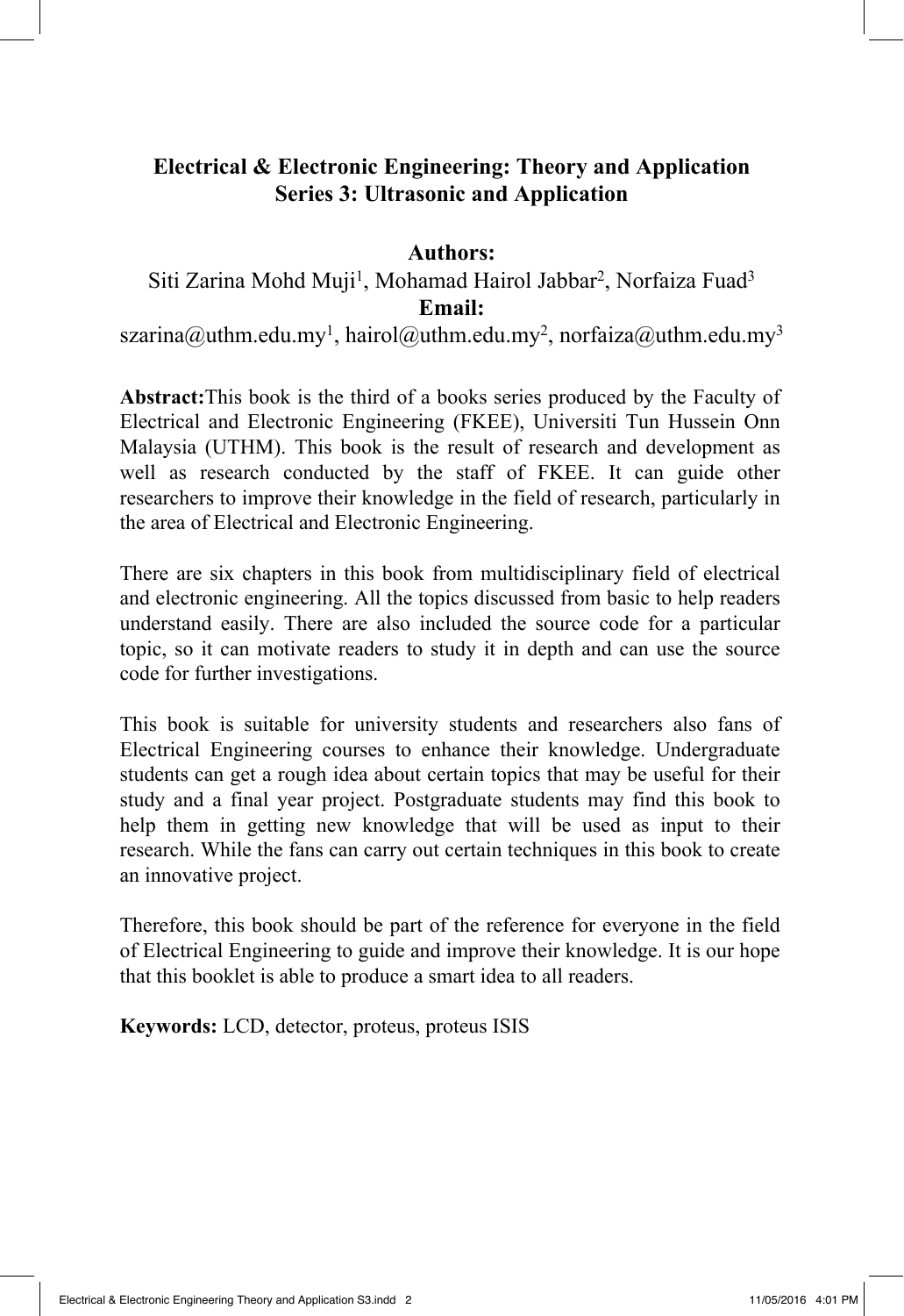# Electrical & Electronic Engineering: Theory and Application
## Series 3: Ultrasonic and Application

**Authors:**

Siti Zarina Mohd Muji[1], Mohamad Hairol Jabbar[2], Norfaiza Fuad[3]

**Email:**

szarina@uthm.edu.my[1], hairol@uthm.edu.my[2], norfaiza@uthm.edu.my[3]

**Abstract:**This book is the third of a books series produced by the Faculty of Electrical and Electronic Engineering (FKEE), Universiti Tun Hussein Onn Malaysia (UTHM). This book is the result of research and development as well as research conducted by the staff of FKEE. It can guide other researchers to improve their knowledge in the field of research, particularly in the area of Electrical and Electronic Engineering.

There are six chapters in this book from multidisciplinary field of electrical and electronic engineering. All the topics discussed from basic to help readers understand easily. There are also included the source code for a particular topic, so it can motivate readers to study it in depth and can use the source code for further investigations.

This book is suitable for university students and researchers also fans of Electrical Engineering courses to enhance their knowledge. Undergraduate students can get a rough idea about certain topics that may be useful for their study and a final year project. Postgraduate students may find this book to help them in getting new knowledge that will be used as input to their research. While the fans can carry out certain techniques in this book to create an innovative project.

Therefore, this book should be part of the reference for everyone in the field of Electrical Engineering to guide and improve their knowledge. It is our hope that this booklet is able to produce a smart idea to all readers.

**Keywords:** LCD, detector, proteus, proteus ISIS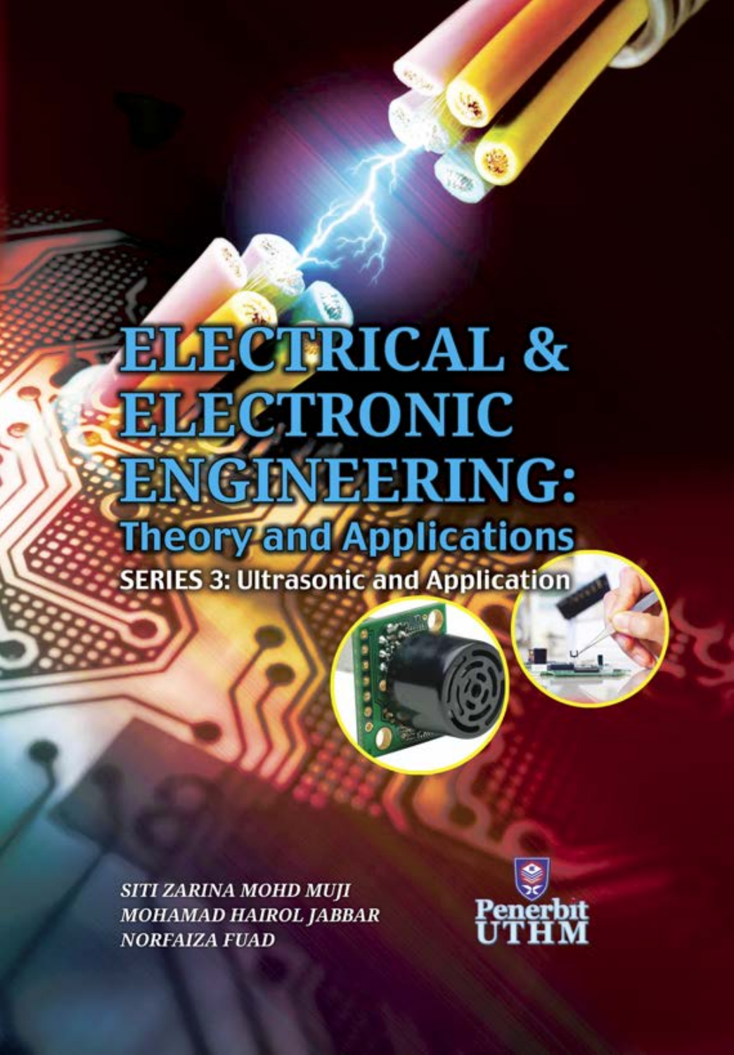# ELECTRICAL & ELECTRONIC ENGINEERING:

## Theory and Applications

### SERIES 3: Ultrasonic and Application

*SITI ZARINA MOHD MUJI*
*MOHAMAD HAIROL JABBAR*
*NORFAIZA FUAD*

Penerbit UTHM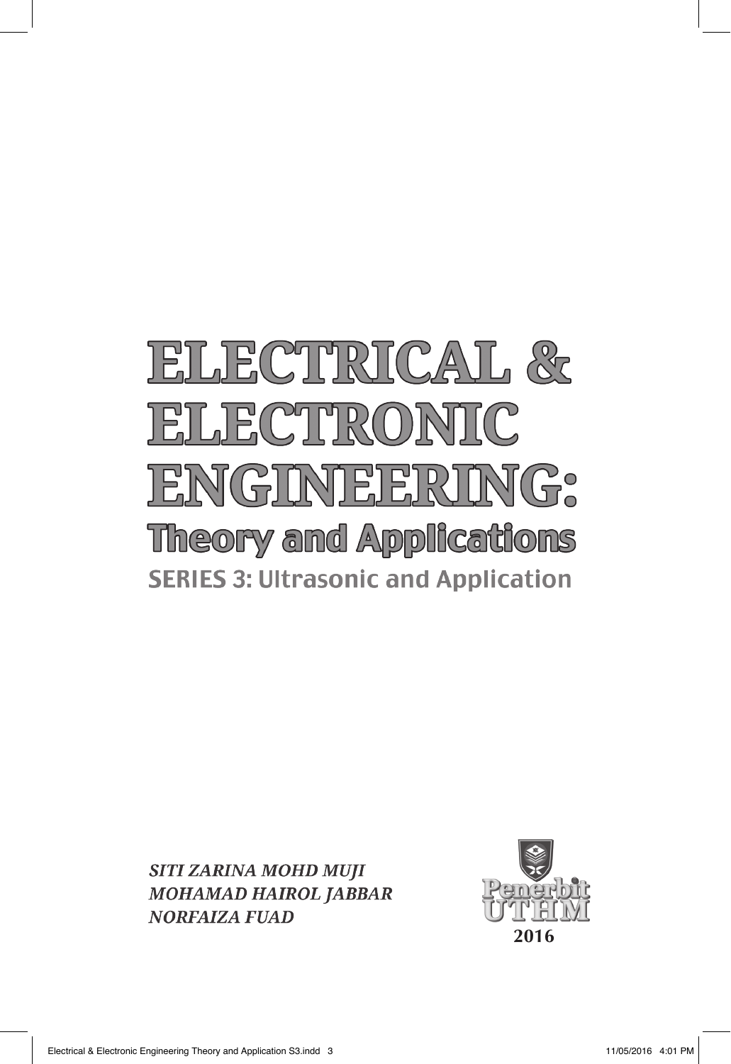# ELECTRICAL & ELECTRONIC ENGINEERING: Theory and Applications

## SERIES 3: Ultrasonic and Application

*SITI ZARINA MOHD MUJI*
*MOHAMAD HAIROL JABBAR*
*NORFAIZA FUAD*

Penerbit UTHM
**2016**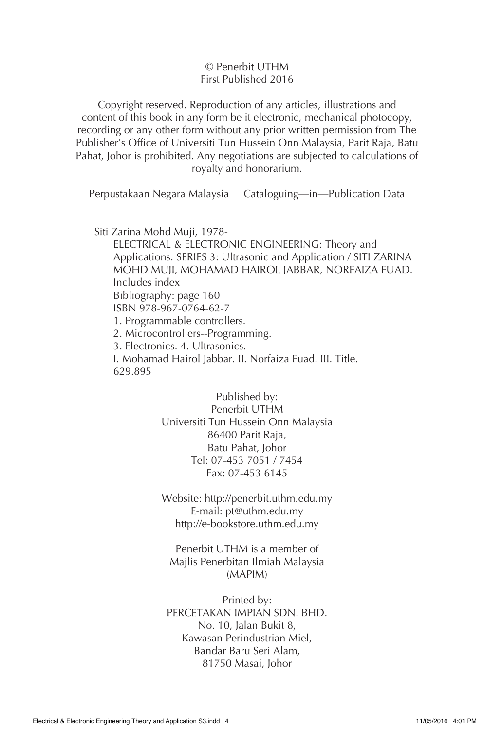© Penerbit UTHM
First Published 2016

Copyright reserved. Reproduction of any articles, illustrations and content of this book in any form be it electronic, mechanical photocopy, recording or any other form without any prior written permission from The Publisher's Office of Universiti Tun Hussein Onn Malaysia, Parit Raja, Batu Pahat, Johor is prohibited. Any negotiations are subjected to calculations of royalty and honorarium.

Perpustakaan Negara Malaysia     Cataloguing—in—Publication Data

Siti Zarina Mohd Muji, 1978-
ELECTRICAL & ELECTRONIC ENGINEERING: Theory and Applications. SERIES 3: Ultrasonic and Application / SITI ZARINA MOHD MUJI, MOHAMAD HAIROL JABBAR, NORFAIZA FUAD.
Includes index
Bibliography: page 160
ISBN 978-967-0764-62-7
1. Programmable controllers.
2. Microcontrollers--Programming.
3. Electronics. 4. Ultrasonics.
I. Mohamad Hairol Jabbar. II. Norfaiza Fuad. III. Title.
629.895

Published by:
Penerbit UTHM
Universiti Tun Hussein Onn Malaysia
86400 Parit Raja,
Batu Pahat, Johor
Tel: 07-453 7051 / 7454
Fax: 07-453 6145

Website: http://penerbit.uthm.edu.my
E-mail: pt@uthm.edu.my
http://e-bookstore.uthm.edu.my

Penerbit UTHM is a member of
Majlis Penerbitan Ilmiah Malaysia
(MAPIM)

Printed by:
PERCETAKAN IMPIAN SDN. BHD.
No. 10, Jalan Bukit 8,
Kawasan Perindustrian Miel,
Bandar Baru Seri Alam,
81750 Masai, Johor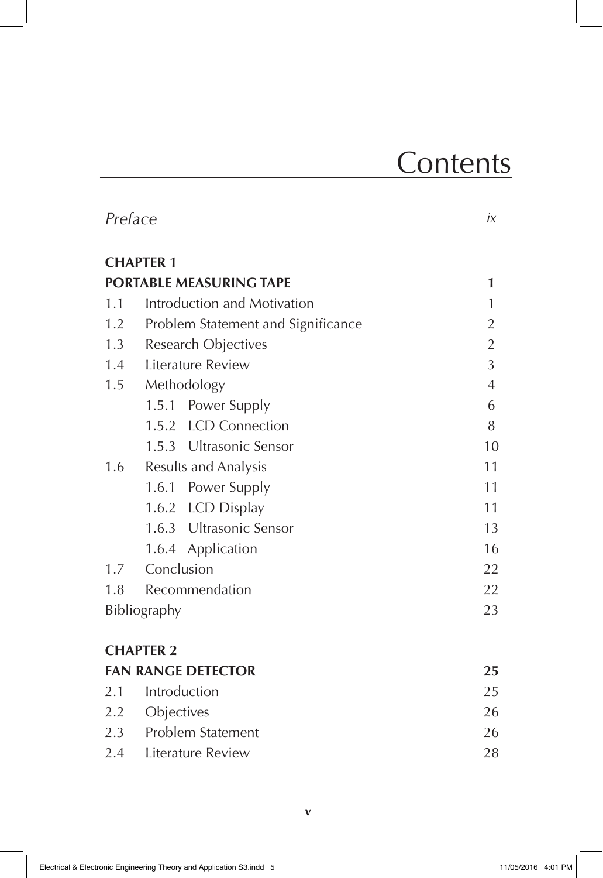# Contents

| | | |
|---|---|---|
| *Preface* | | *ix* |
| **CHAPTER 1** | | |
| **PORTABLE MEASURING TAPE** | | **1** |
| 1.1 | Introduction and Motivation | 1 |
| 1.2 | Problem Statement and Significance | 2 |
| 1.3 | Research Objectives | 2 |
| 1.4 | Literature Review | 3 |
| 1.5 | Methodology | 4 |
| | 1.5.1 Power Supply | 6 |
| | 1.5.2 LCD Connection | 8 |
| | 1.5.3 Ultrasonic Sensor | 10 |
| 1.6 | Results and Analysis | 11 |
| | 1.6.1 Power Supply | 11 |
| | 1.6.2 LCD Display | 11 |
| | 1.6.3 Ultrasonic Sensor | 13 |
| | 1.6.4 Application | 16 |
| 1.7 | Conclusion | 22 |
| 1.8 | Recommendation | 22 |
| Bibliography | | 23 |
| **CHAPTER 2** | | |
| **FAN RANGE DETECTOR** | | **25** |
| 2.1 | Introduction | 25 |
| 2.2 | Objectives | 26 |
| 2.3 | Problem Statement | 26 |
| 2.4 | Literature Review | 28 |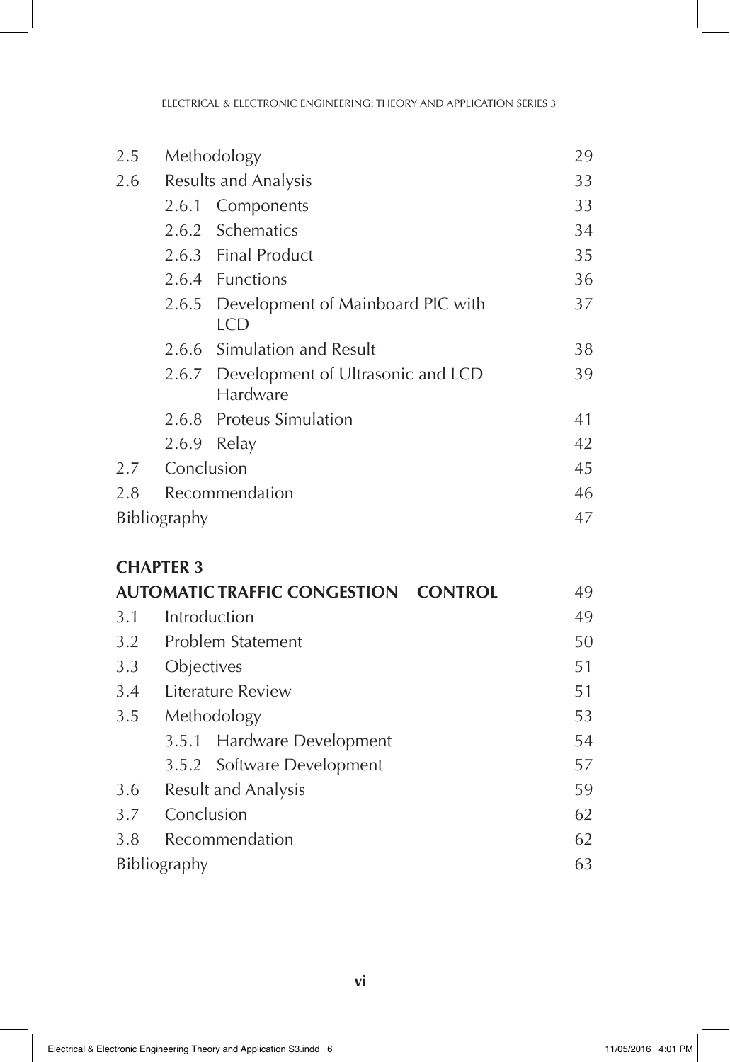| | | |
|---|---|---|
| 2.5 | Methodology | 29 |
| 2.6 | Results and Analysis | 33 |
| | 2.6.1 Components | 33 |
| | 2.6.2 Schematics | 34 |
| | 2.6.3 Final Product | 35 |
| | 2.6.4 Functions | 36 |
| | 2.6.5 Development of Mainboard PIC with LCD | 37 |
| | 2.6.6 Simulation and Result | 38 |
| | 2.6.7 Development of Ultrasonic and LCD Hardware | 39 |
| | 2.6.8 Proteus Simulation | 41 |
| | 2.6.9 Relay | 42 |
| 2.7 | Conclusion | 45 |
| 2.8 | Recommendation | 46 |
| Bibliography | | 47 |

**CHAPTER 3**

| | | |
|---|---|---|
| **AUTOMATIC TRAFFIC CONGESTION CONTROL** | | 49 |
| 3.1 | Introduction | 49 |
| 3.2 | Problem Statement | 50 |
| 3.3 | Objectives | 51 |
| 3.4 | Literature Review | 51 |
| 3.5 | Methodology | 53 |
| | 3.5.1 Hardware Development | 54 |
| | 3.5.2 Software Development | 57 |
| 3.6 | Result and Analysis | 59 |
| 3.7 | Conclusion | 62 |
| 3.8 | Recommendation | 62 |
| Bibliography | | 63 |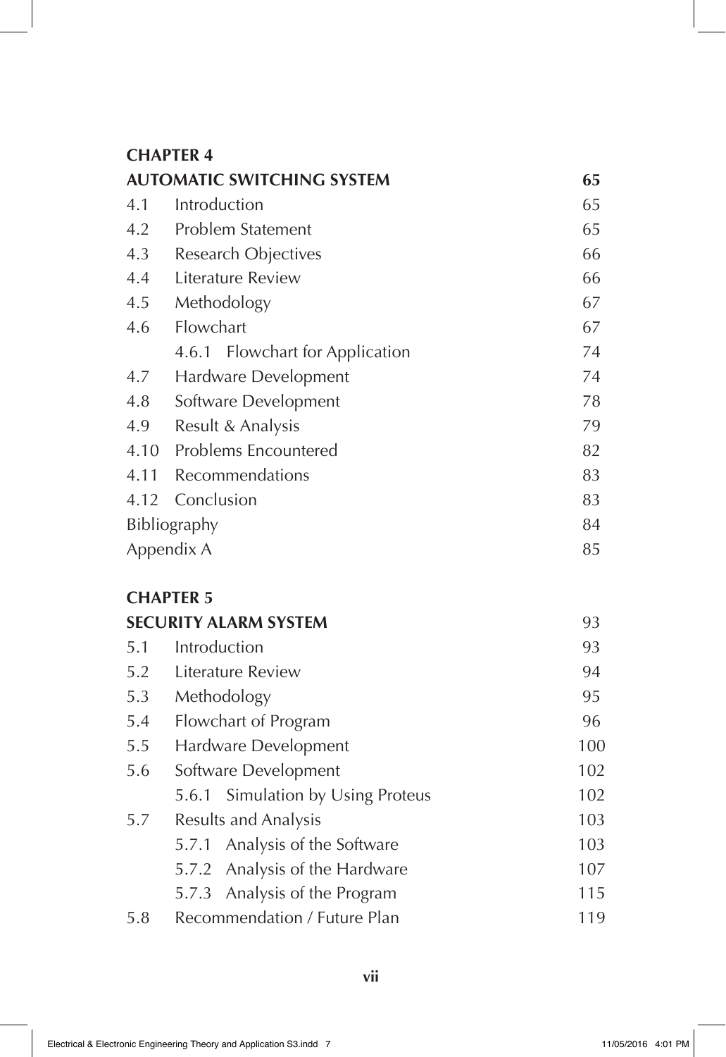**CHAPTER 4**

| **AUTOMATIC SWITCHING SYSTEM** | | **65** |
|---|---|---|
| 4.1 | Introduction | 65 |
| 4.2 | Problem Statement | 65 |
| 4.3 | Research Objectives | 66 |
| 4.4 | Literature Review | 66 |
| 4.5 | Methodology | 67 |
| 4.6 | Flowchart | 67 |
| | 4.6.1 Flowchart for Application | 74 |
| 4.7 | Hardware Development | 74 |
| 4.8 | Software Development | 78 |
| 4.9 | Result & Analysis | 79 |
| 4.10 | Problems Encountered | 82 |
| 4.11 | Recommendations | 83 |
| 4.12 | Conclusion | 83 |
| Bibliography | | 84 |
| Appendix A | | 85 |

**CHAPTER 5**

| **SECURITY ALARM SYSTEM** | | 93 |
|---|---|---|
| 5.1 | Introduction | 93 |
| 5.2 | Literature Review | 94 |
| 5.3 | Methodology | 95 |
| 5.4 | Flowchart of Program | 96 |
| 5.5 | Hardware Development | 100 |
| 5.6 | Software Development | 102 |
| | 5.6.1 Simulation by Using Proteus | 102 |
| 5.7 | Results and Analysis | 103 |
| | 5.7.1 Analysis of the Software | 103 |
| | 5.7.2 Analysis of the Hardware | 107 |
| | 5.7.3 Analysis of the Program | 115 |
| 5.8 | Recommendation / Future Plan | 119 |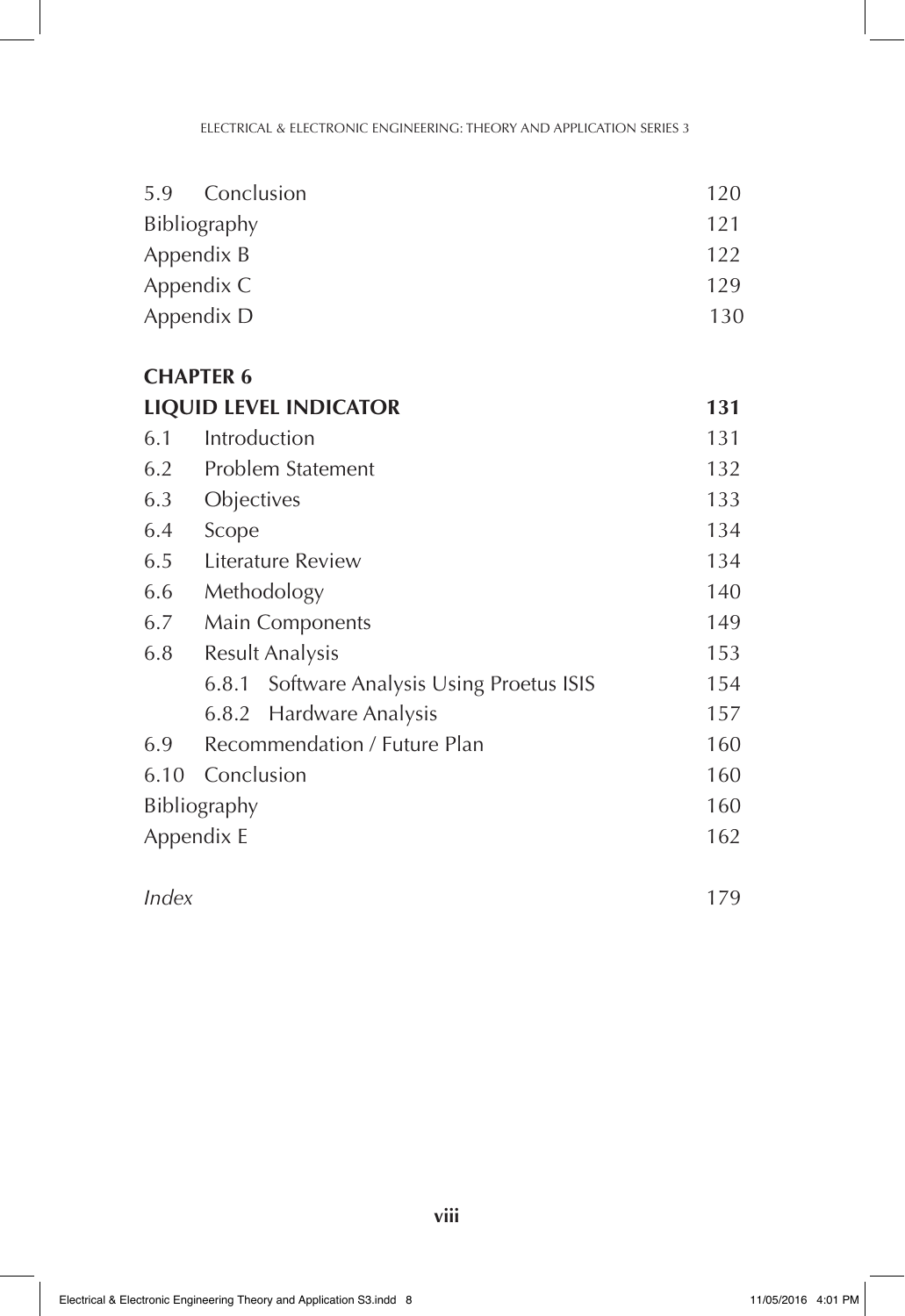| | |
|---|---|
| 5.9 Conclusion | 120 |
| Bibliography | 121 |
| Appendix B | 122 |
| Appendix C | 129 |
| Appendix D | 130 |

**CHAPTER 6**

| | |
|---|---|
| **LIQUID LEVEL INDICATOR** | **131** |
| 6.1 Introduction | 131 |
| 6.2 Problem Statement | 132 |
| 6.3 Objectives | 133 |
| 6.4 Scope | 134 |
| 6.5 Literature Review | 134 |
| 6.6 Methodology | 140 |
| 6.7 Main Components | 149 |
| 6.8 Result Analysis | 153 |
| 6.8.1 Software Analysis Using Proetus ISIS | 154 |
| 6.8.2 Hardware Analysis | 157 |
| 6.9 Recommendation / Future Plan | 160 |
| 6.10 Conclusion | 160 |
| Bibliography | 160 |
| Appendix E | 162 |

| | |
|---|---|
| *Index* | 179 |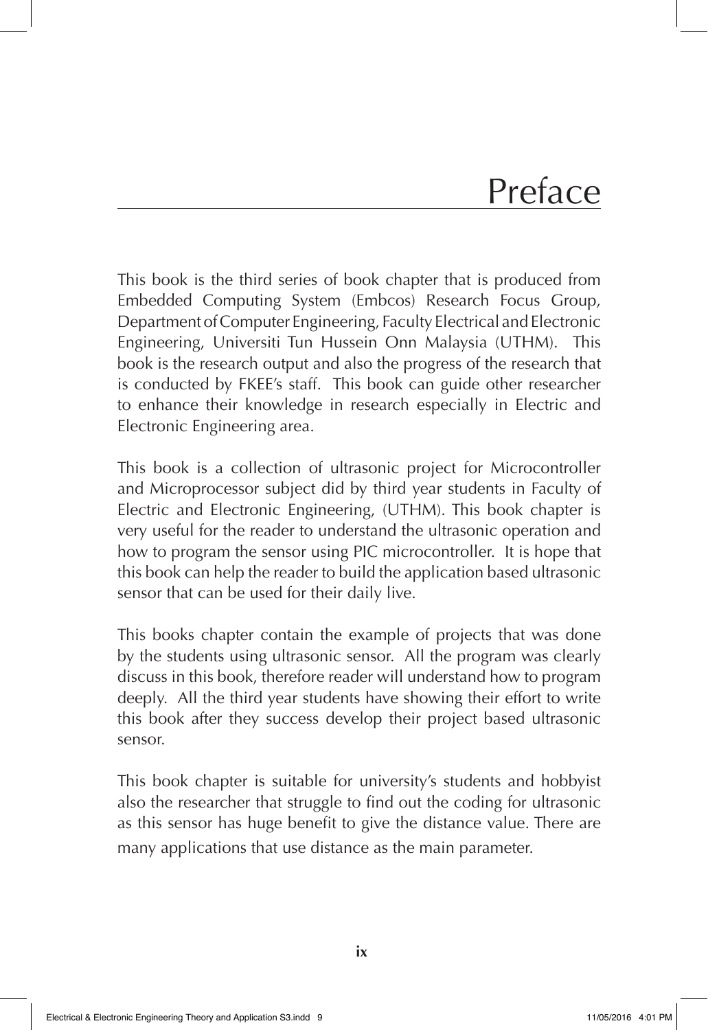# Preface

This book is the third series of book chapter that is produced from Embedded Computing System (Embcos) Research Focus Group, Department of Computer Engineering, Faculty Electrical and Electronic Engineering, Universiti Tun Hussein Onn Malaysia (UTHM). This book is the research output and also the progress of the research that is conducted by FKEE's staff. This book can guide other researcher to enhance their knowledge in research especially in Electric and Electronic Engineering area.

This book is a collection of ultrasonic project for Microcontroller and Microprocessor subject did by third year students in Faculty of Electric and Electronic Engineering, (UTHM). This book chapter is very useful for the reader to understand the ultrasonic operation and how to program the sensor using PIC microcontroller. It is hope that this book can help the reader to build the application based ultrasonic sensor that can be used for their daily live.

This books chapter contain the example of projects that was done by the students using ultrasonic sensor. All the program was clearly discuss in this book, therefore reader will understand how to program deeply. All the third year students have showing their effort to write this book after they success develop their project based ultrasonic sensor.

This book chapter is suitable for university's students and hobbyist also the researcher that struggle to find out the coding for ultrasonic as this sensor has huge benefit to give the distance value. There are many applications that use distance as the main parameter.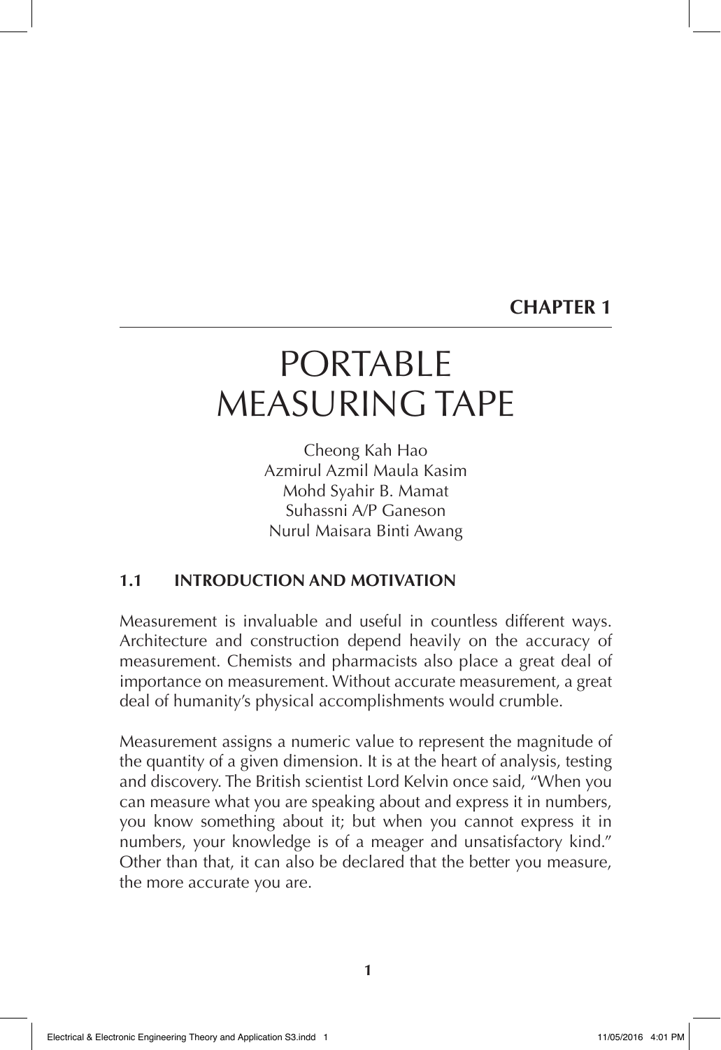**CHAPTER 1**

# PORTABLE MEASURING TAPE

Cheong Kah Hao
Azmirul Azmil Maula Kasim
Mohd Syahir B. Mamat
Suhassni A/P Ganeson
Nurul Maisara Binti Awang

## 1.1 INTRODUCTION AND MOTIVATION

Measurement is invaluable and useful in countless different ways. Architecture and construction depend heavily on the accuracy of measurement. Chemists and pharmacists also place a great deal of importance on measurement. Without accurate measurement, a great deal of humanity's physical accomplishments would crumble.

Measurement assigns a numeric value to represent the magnitude of the quantity of a given dimension. It is at the heart of analysis, testing and discovery. The British scientist Lord Kelvin once said, "When you can measure what you are speaking about and express it in numbers, you know something about it; but when you cannot express it in numbers, your knowledge is of a meager and unsatisfactory kind." Other than that, it can also be declared that the better you measure, the more accurate you are.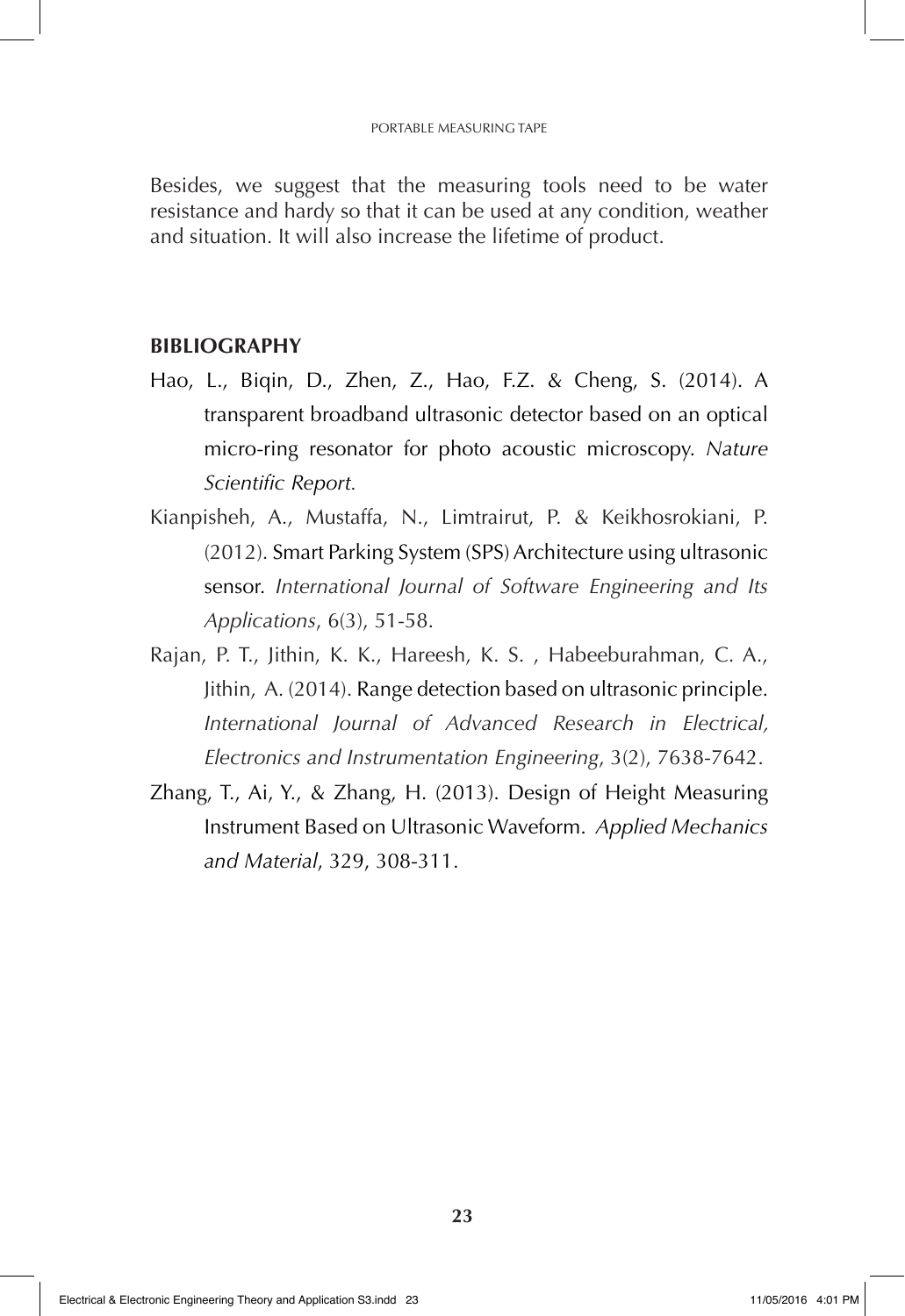Besides, we suggest that the measuring tools need to be water resistance and hardy so that it can be used at any condition, weather and situation. It will also increase the lifetime of product.

## BIBLIOGRAPHY

Hao, L., Biqin, D., Zhen, Z., Hao, F.Z. & Cheng, S. (2014). A transparent broadband ultrasonic detector based on an optical micro-ring resonator for photo acoustic microscopy. *Nature Scientific Report*.

Kianpisheh, A., Mustaffa, N., Limtrairut, P. & Keikhosrokiani, P. (2012). Smart Parking System (SPS) Architecture using ultrasonic sensor. *International Journal of Software Engineering and Its Applications*, 6(3), 51-58.

Rajan, P. T., Jithin, K. K., Hareesh, K. S. , Habeeburahman, C. A., Jithin, A. (2014). Range detection based on ultrasonic principle. *International Journal of Advanced Research in Electrical, Electronics and Instrumentation Engineering*, 3(2), 7638-7642.

Zhang, T., Ai, Y., & Zhang, H. (2013). Design of Height Measuring Instrument Based on Ultrasonic Waveform. *Applied Mechanics and Material*, 329, 308-311.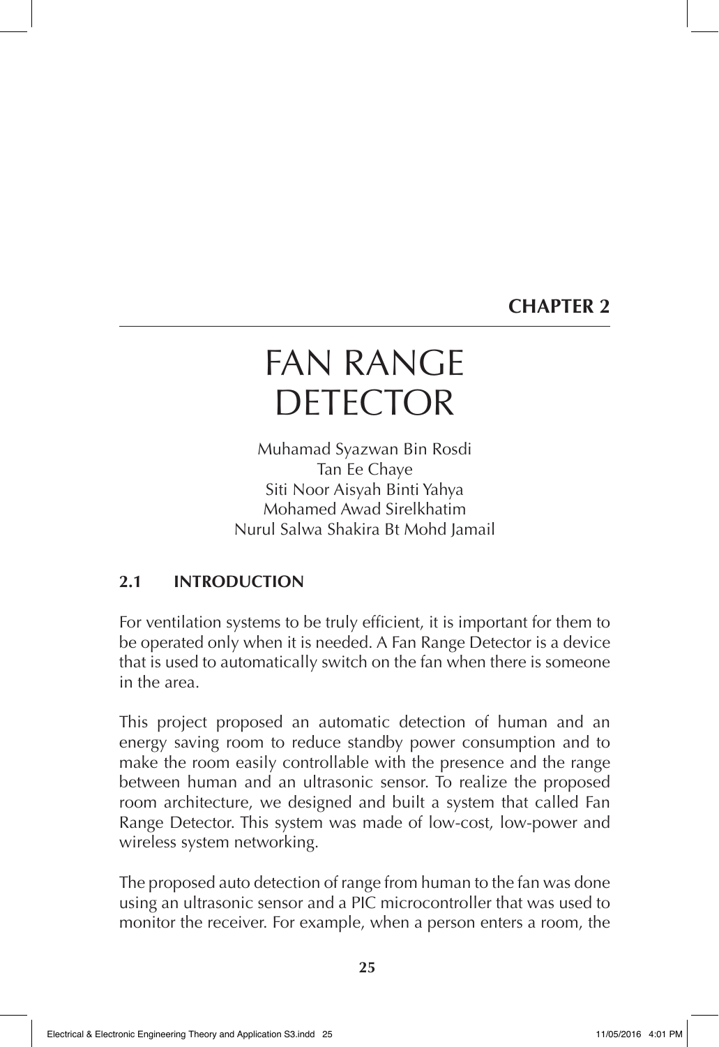## CHAPTER 2

# FAN RANGE DETECTOR

Muhamad Syazwan Bin Rosdi
Tan Ee Chaye
Siti Noor Aisyah Binti Yahya
Mohamed Awad Sirelkhatim
Nurul Salwa Shakira Bt Mohd Jamail

### 2.1 INTRODUCTION

For ventilation systems to be truly efficient, it is important for them to be operated only when it is needed. A Fan Range Detector is a device that is used to automatically switch on the fan when there is someone in the area.

This project proposed an automatic detection of human and an energy saving room to reduce standby power consumption and to make the room easily controllable with the presence and the range between human and an ultrasonic sensor. To realize the proposed room architecture, we designed and built a system that called Fan Range Detector. This system was made of low-cost, low-power and wireless system networking.

The proposed auto detection of range from human to the fan was done using an ultrasonic sensor and a PIC microcontroller that was used to monitor the receiver. For example, when a person enters a room, the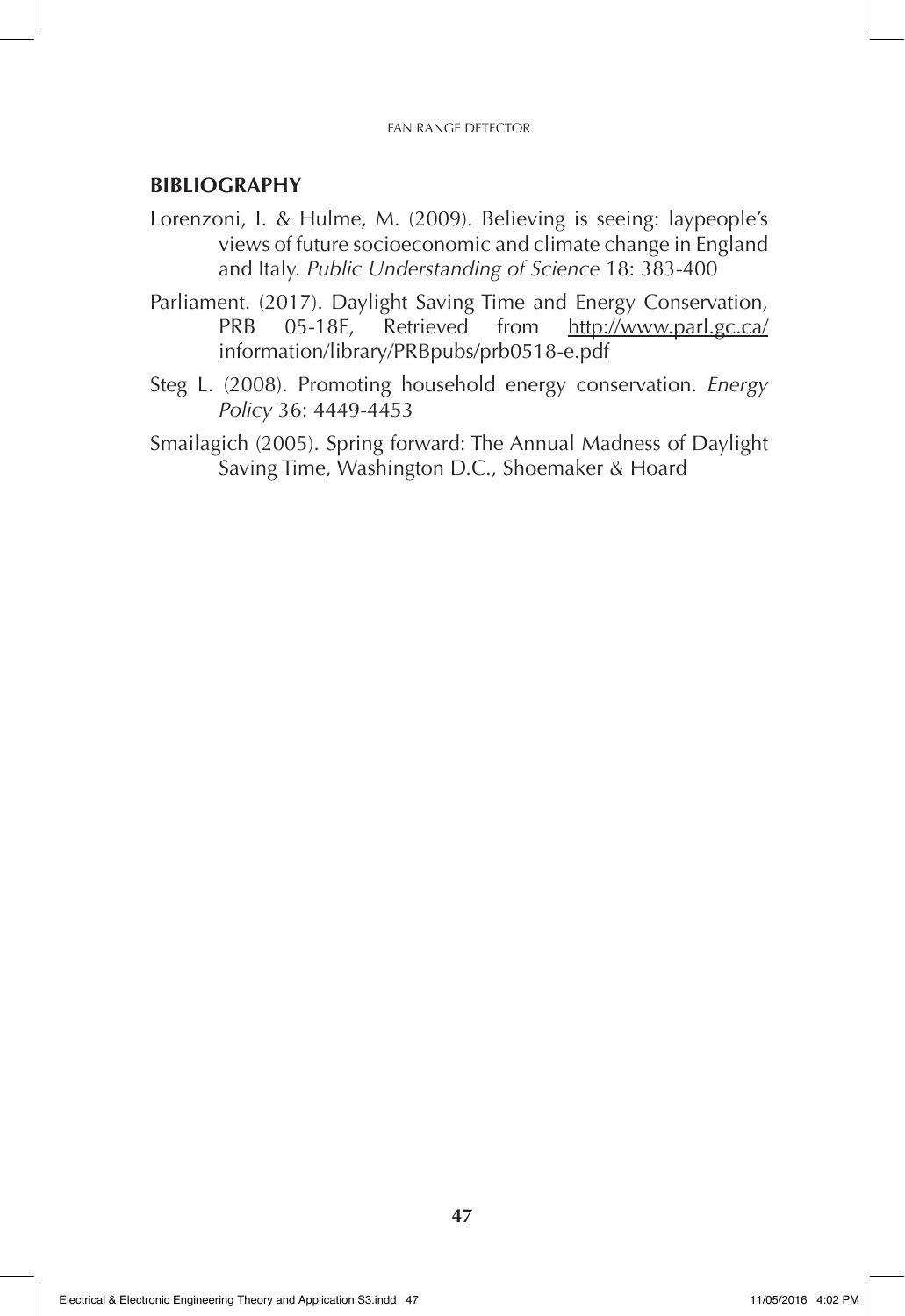## BIBLIOGRAPHY

Lorenzoni, I. & Hulme, M. (2009). Believing is seeing: laypeople's views of future socioeconomic and climate change in England and Italy. *Public Understanding of Science* 18: 383-400

Parliament. (2017). Daylight Saving Time and Energy Conservation, PRB 05-18E, Retrieved from http://www.parl.gc.ca/information/library/PRBpubs/prb0518-e.pdf

Steg L. (2008). Promoting household energy conservation. *Energy Policy* 36: 4449-4453

Smailagich (2005). Spring forward: The Annual Madness of Daylight Saving Time, Washington D.C., Shoemaker & Hoard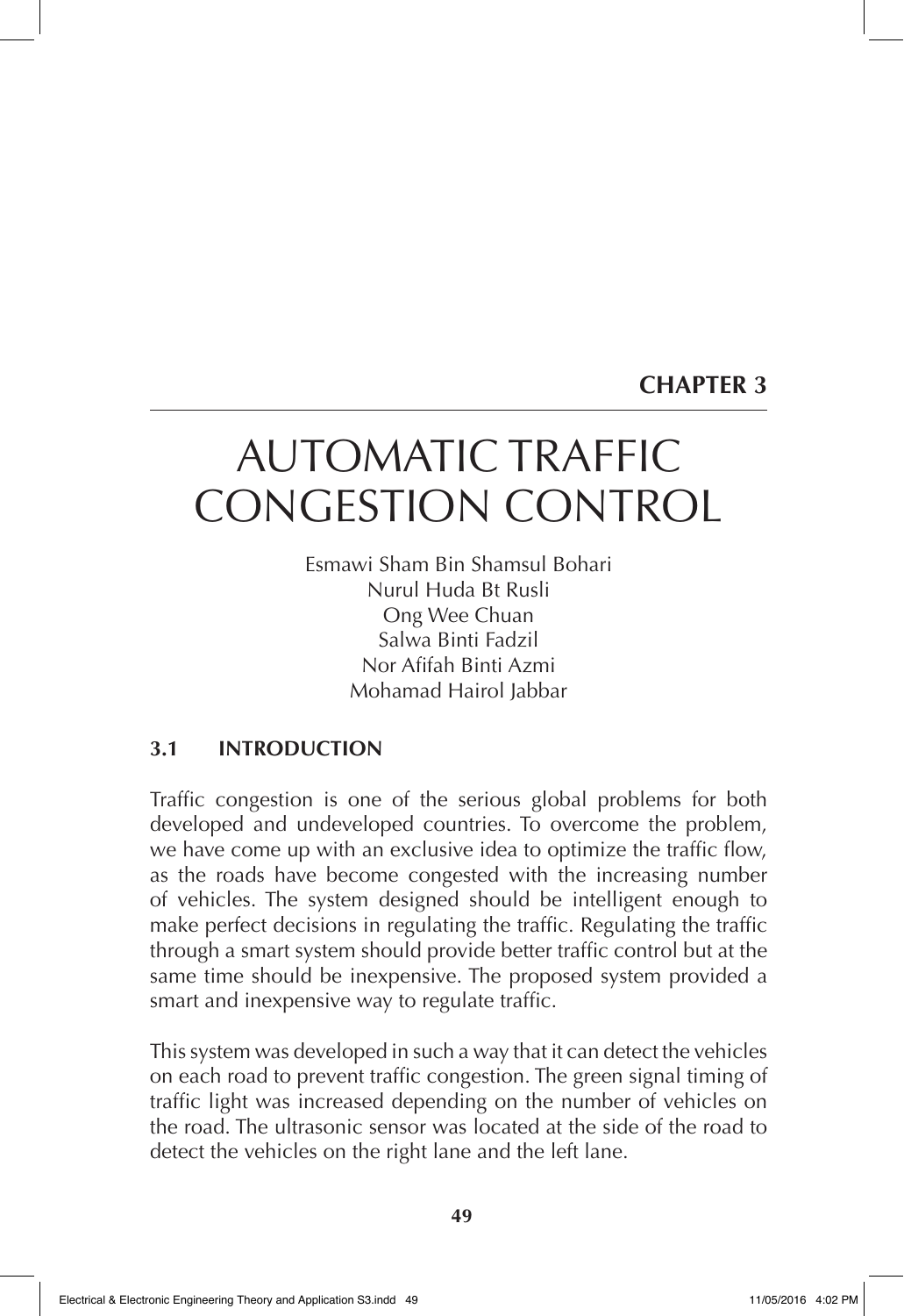**CHAPTER 3**

# AUTOMATIC TRAFFIC CONGESTION CONTROL

Esmawi Sham Bin Shamsul Bohari
Nurul Huda Bt Rusli
Ong Wee Chuan
Salwa Binti Fadzil
Nor Afifah Binti Azmi
Mohamad Hairol Jabbar

## 3.1 INTRODUCTION

Traffic congestion is one of the serious global problems for both developed and undeveloped countries. To overcome the problem, we have come up with an exclusive idea to optimize the traffic flow, as the roads have become congested with the increasing number of vehicles. The system designed should be intelligent enough to make perfect decisions in regulating the traffic. Regulating the traffic through a smart system should provide better traffic control but at the same time should be inexpensive. The proposed system provided a smart and inexpensive way to regulate traffic.

This system was developed in such a way that it can detect the vehicles on each road to prevent traffic congestion. The green signal timing of traffic light was increased depending on the number of vehicles on the road. The ultrasonic sensor was located at the side of the road to detect the vehicles on the right lane and the left lane.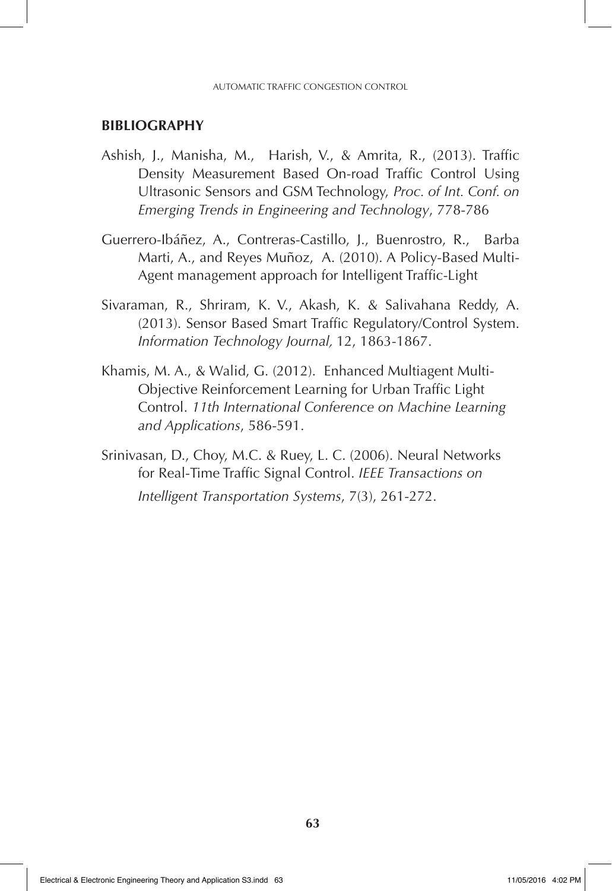## BIBLIOGRAPHY

Ashish, J., Manisha, M., Harish, V., & Amrita, R., (2013). Traffic Density Measurement Based On-road Traffic Control Using Ultrasonic Sensors and GSM Technology, *Proc. of Int. Conf. on Emerging Trends in Engineering and Technology*, 778-786

Guerrero-Ibáñez, A., Contreras-Castillo, J., Buenrostro, R., Barba Marti, A., and Reyes Muñoz, A. (2010). A Policy-Based Multi-Agent management approach for Intelligent Traffic-Light

Sivaraman, R., Shriram, K. V., Akash, K. & Salivahana Reddy, A. (2013). Sensor Based Smart Traffic Regulatory/Control System. *Information Technology Journal,* 12, 1863-1867.

Khamis, M. A., & Walid, G. (2012). Enhanced Multiagent Multi-Objective Reinforcement Learning for Urban Traffic Light Control. *11th International Conference on Machine Learning and Applications*, 586-591.

Srinivasan, D., Choy, M.C. & Ruey, L. C. (2006). Neural Networks for Real-Time Traffic Signal Control. *IEEE Transactions on Intelligent Transportation Systems*, 7(3), 261-272.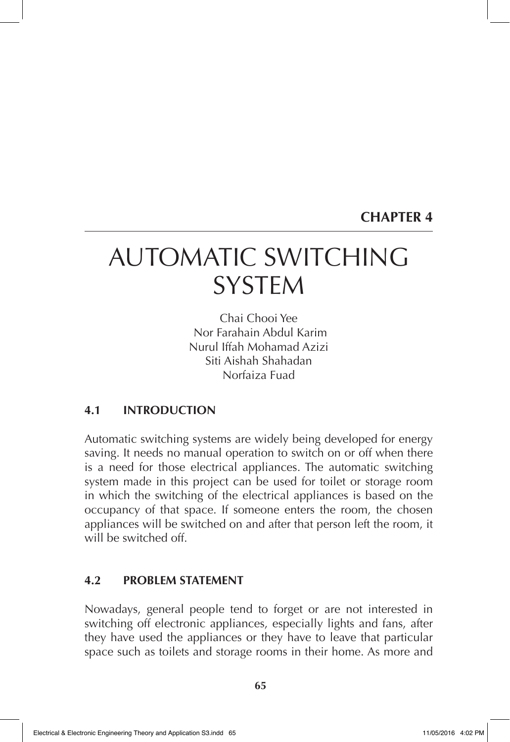**CHAPTER 4**

# AUTOMATIC SWITCHING SYSTEM

Chai Chooi Yee
Nor Farahain Abdul Karim
Nurul Iffah Mohamad Azizi
Siti Aishah Shahadan
Norfaiza Fuad

## 4.1 INTRODUCTION

Automatic switching systems are widely being developed for energy saving. It needs no manual operation to switch on or off when there is a need for those electrical appliances. The automatic switching system made in this project can be used for toilet or storage room in which the switching of the electrical appliances is based on the occupancy of that space. If someone enters the room, the chosen appliances will be switched on and after that person left the room, it will be switched off.

## 4.2 PROBLEM STATEMENT

Nowadays, general people tend to forget or are not interested in switching off electronic appliances, especially lights and fans, after they have used the appliances or they have to leave that particular space such as toilets and storage rooms in their home. As more and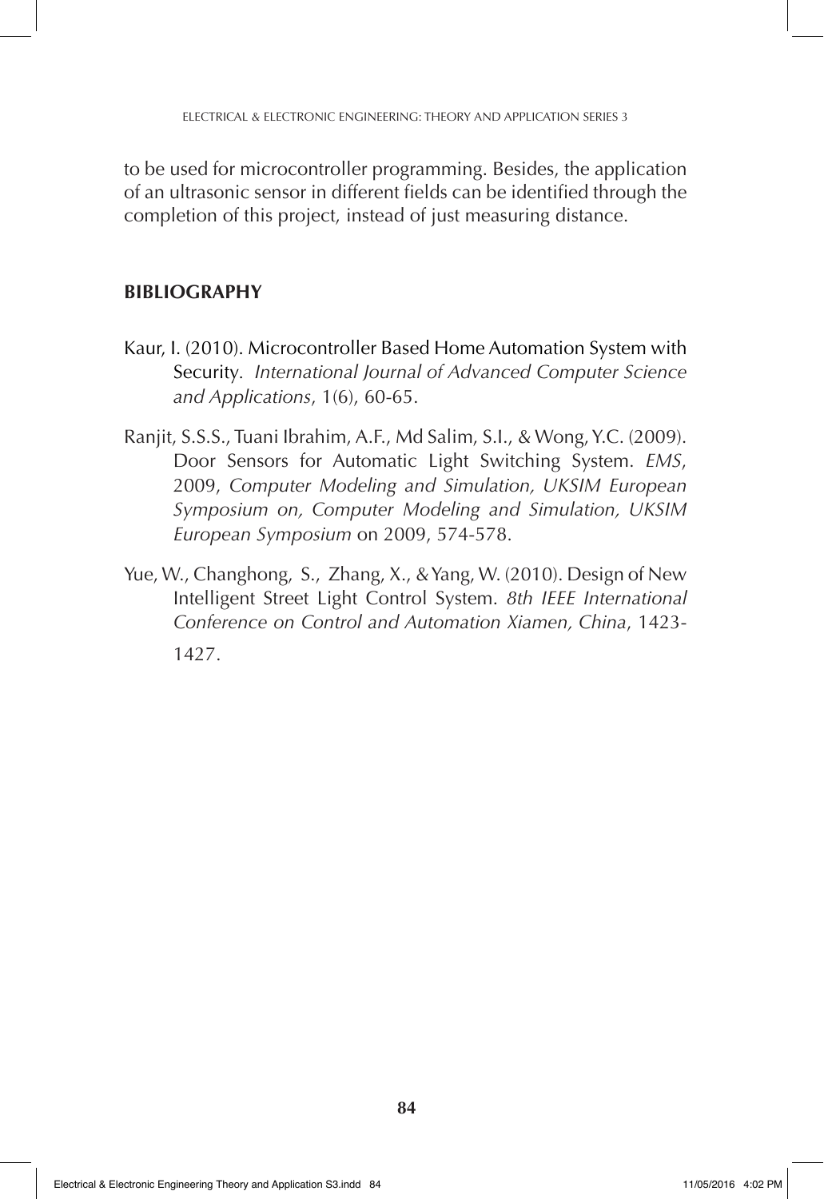to be used for microcontroller programming. Besides, the application of an ultrasonic sensor in different fields can be identified through the completion of this project, instead of just measuring distance.

## BIBLIOGRAPHY

Kaur, I. (2010). Microcontroller Based Home Automation System with Security. *International Journal of Advanced Computer Science and Applications*, 1(6), 60-65.

Ranjit, S.S.S., Tuani Ibrahim, A.F., Md Salim, S.I., & Wong, Y.C. (2009). Door Sensors for Automatic Light Switching System. *EMS*, 2009, *Computer Modeling and Simulation, UKSIM European Symposium on, Computer Modeling and Simulation, UKSIM European Symposium* on 2009, 574-578.

Yue, W., Changhong, S., Zhang, X., & Yang, W. (2010). Design of New Intelligent Street Light Control System. *8th IEEE International Conference on Control and Automation Xiamen, China*, 1423-1427.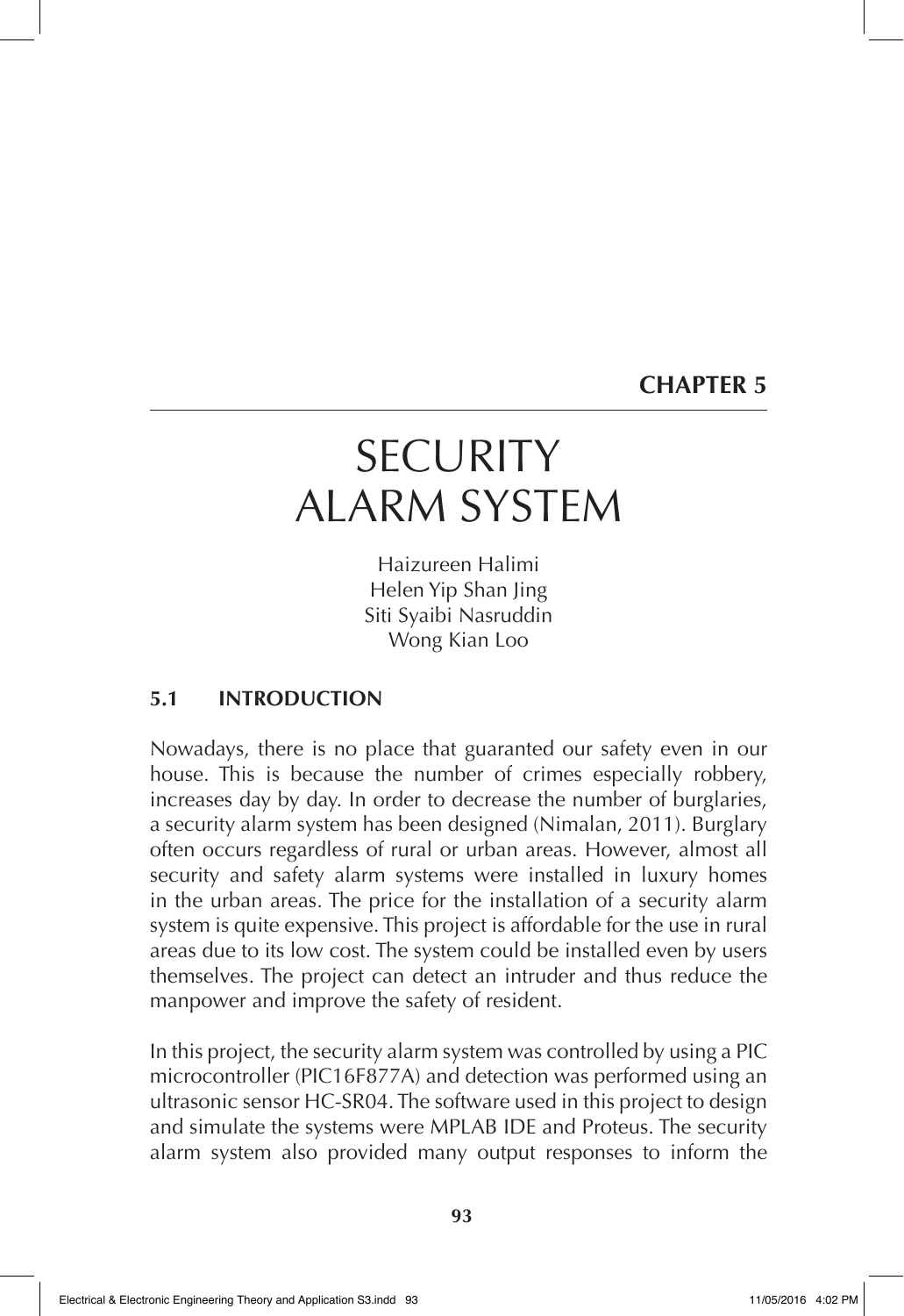**CHAPTER 5**

# SECURITY ALARM SYSTEM

Haizureen Halimi
Helen Yip Shan Jing
Siti Syaibi Nasruddin
Wong Kian Loo

## 5.1 INTRODUCTION

Nowadays, there is no place that guaranted our safety even in our house. This is because the number of crimes especially robbery, increases day by day. In order to decrease the number of burglaries, a security alarm system has been designed (Nimalan, 2011). Burglary often occurs regardless of rural or urban areas. However, almost all security and safety alarm systems were installed in luxury homes in the urban areas. The price for the installation of a security alarm system is quite expensive. This project is affordable for the use in rural areas due to its low cost. The system could be installed even by users themselves. The project can detect an intruder and thus reduce the manpower and improve the safety of resident.

In this project, the security alarm system was controlled by using a PIC microcontroller (PIC16F877A) and detection was performed using an ultrasonic sensor HC-SR04. The software used in this project to design and simulate the systems were MPLAB IDE and Proteus. The security alarm system also provided many output responses to inform the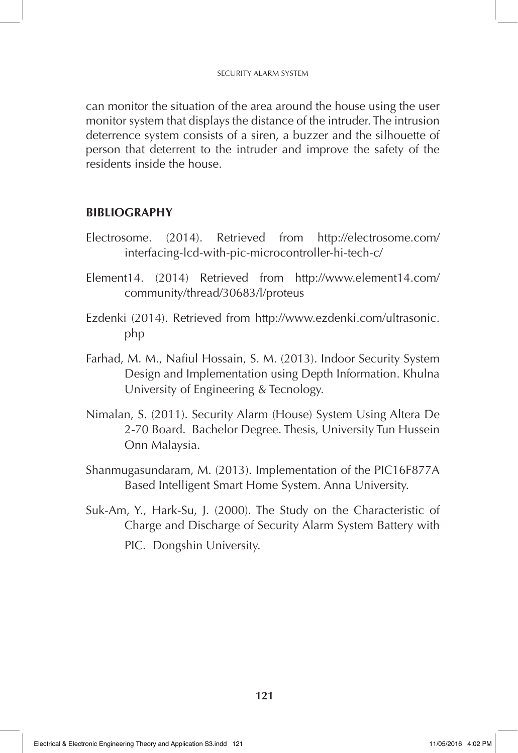can monitor the situation of the area around the house using the user monitor system that displays the distance of the intruder. The intrusion deterrence system consists of a siren, a buzzer and the silhouette of person that deterrent to the intruder and improve the safety of the residents inside the house.

## BIBLIOGRAPHY

Electrosome. (2014). Retrieved from http://electrosome.com/interfacing-lcd-with-pic-microcontroller-hi-tech-c/

Element14. (2014) Retrieved from http://www.element14.com/community/thread/30683/l/proteus

Ezdenki (2014). Retrieved from http://www.ezdenki.com/ultrasonic.php

Farhad, M. M., Nafiul Hossain, S. M. (2013). Indoor Security System Design and Implementation using Depth Information. Khulna University of Engineering & Tecnology.

Nimalan, S. (2011). Security Alarm (House) System Using Altera De 2-70 Board. Bachelor Degree. Thesis, University Tun Hussein Onn Malaysia.

Shanmugasundaram, M. (2013). Implementation of the PIC16F877A Based Intelligent Smart Home System. Anna University.

Suk-Am, Y., Hark-Su, J. (2000). The Study on the Characteristic of Charge and Discharge of Security Alarm System Battery with PIC. Dongshin University.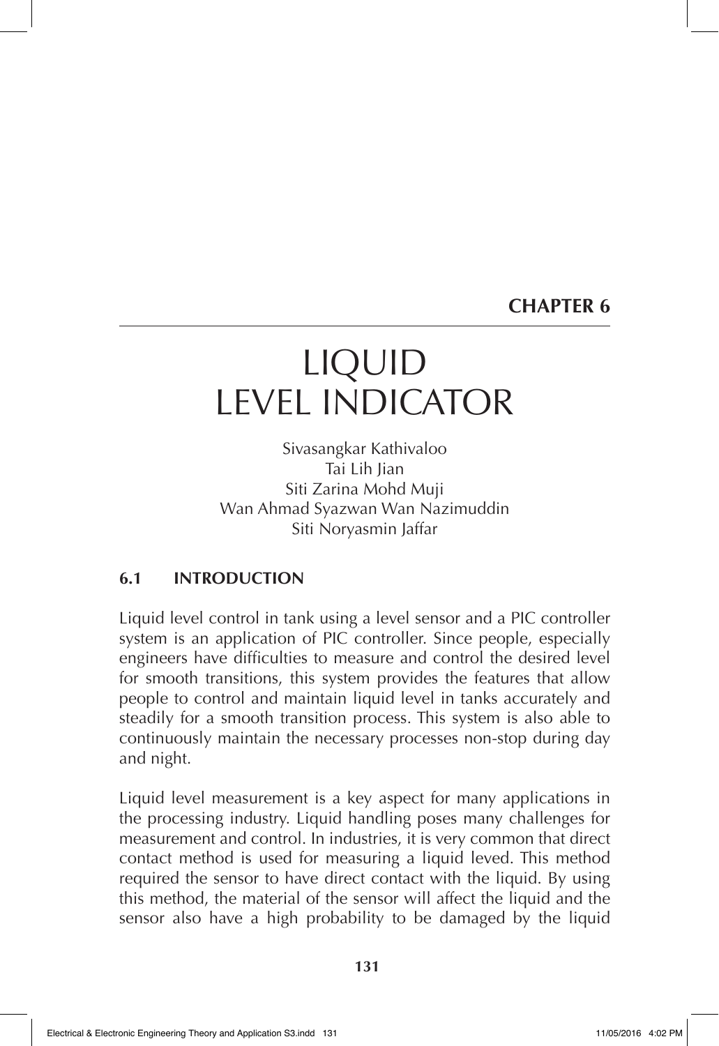**CHAPTER 6**

# LIQUID LEVEL INDICATOR

Sivasangkar Kathivaloo
Tai Lih Jian
Siti Zarina Mohd Muji
Wan Ahmad Syazwan Wan Nazimuddin
Siti Noryasmin Jaffar

## 6.1 INTRODUCTION

Liquid level control in tank using a level sensor and a PIC controller system is an application of PIC controller. Since people, especially engineers have difficulties to measure and control the desired level for smooth transitions, this system provides the features that allow people to control and maintain liquid level in tanks accurately and steadily for a smooth transition process. This system is also able to continuously maintain the necessary processes non-stop during day and night.

Liquid level measurement is a key aspect for many applications in the processing industry. Liquid handling poses many challenges for measurement and control. In industries, it is very common that direct contact method is used for measuring a liquid leved. This method required the sensor to have direct contact with the liquid. By using this method, the material of the sensor will affect the liquid and the sensor also have a high probability to be damaged by the liquid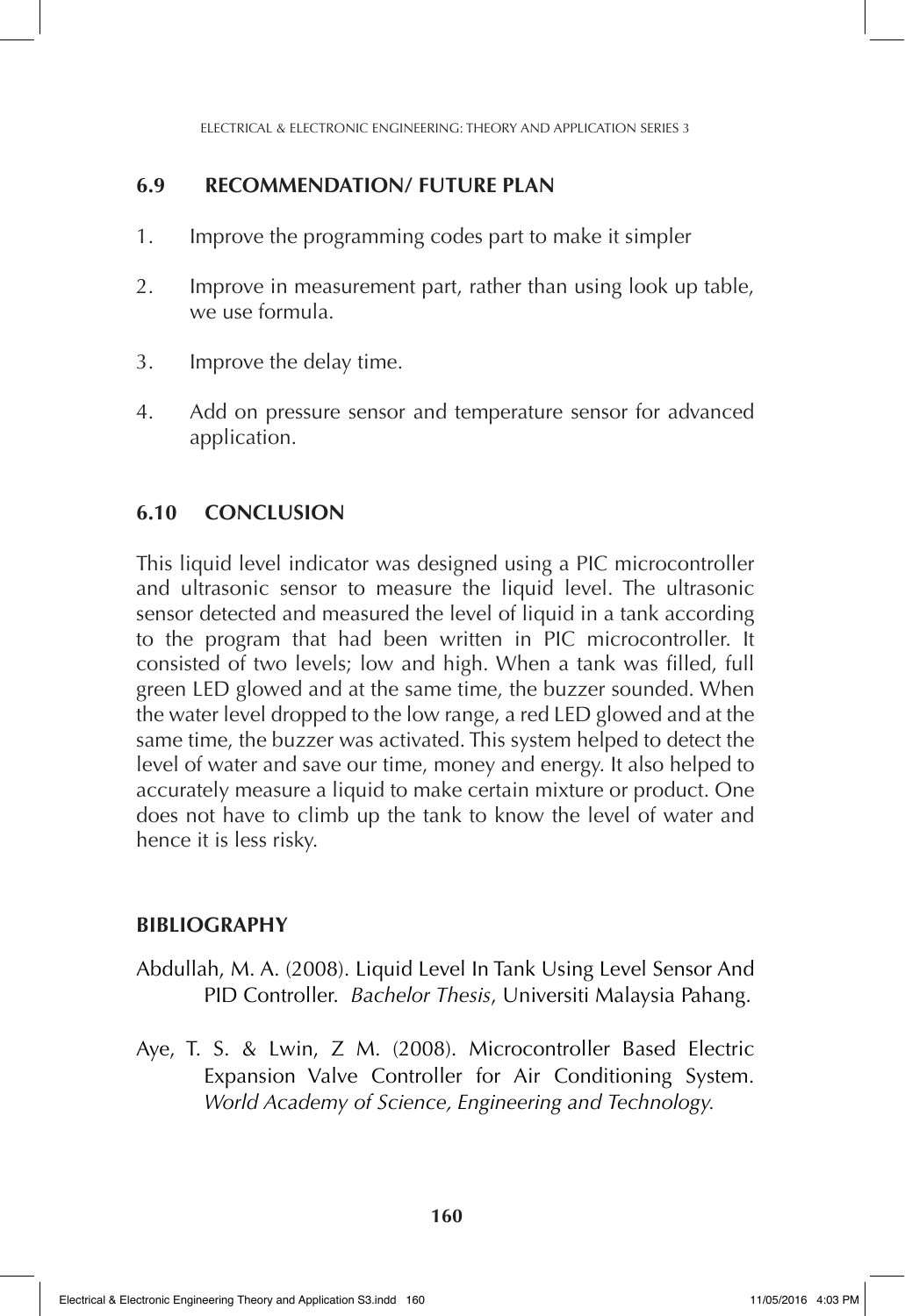## 6.9 RECOMMENDATION/ FUTURE PLAN

1. Improve the programming codes part to make it simpler
2. Improve in measurement part, rather than using look up table, we use formula.
3. Improve the delay time.
4. Add on pressure sensor and temperature sensor for advanced application.

## 6.10 CONCLUSION

This liquid level indicator was designed using a PIC microcontroller and ultrasonic sensor to measure the liquid level. The ultrasonic sensor detected and measured the level of liquid in a tank according to the program that had been written in PIC microcontroller. It consisted of two levels; low and high. When a tank was filled, full green LED glowed and at the same time, the buzzer sounded. When the water level dropped to the low range, a red LED glowed and at the same time, the buzzer was activated. This system helped to detect the level of water and save our time, money and energy. It also helped to accurately measure a liquid to make certain mixture or product. One does not have to climb up the tank to know the level of water and hence it is less risky.

## BIBLIOGRAPHY

Abdullah, M. A. (2008). Liquid Level In Tank Using Level Sensor And PID Controller. *Bachelor Thesis*, Universiti Malaysia Pahang.

Aye, T. S. & Lwin, Z M. (2008). Microcontroller Based Electric Expansion Valve Controller for Air Conditioning System. *World Academy of Science, Engineering and Technology.*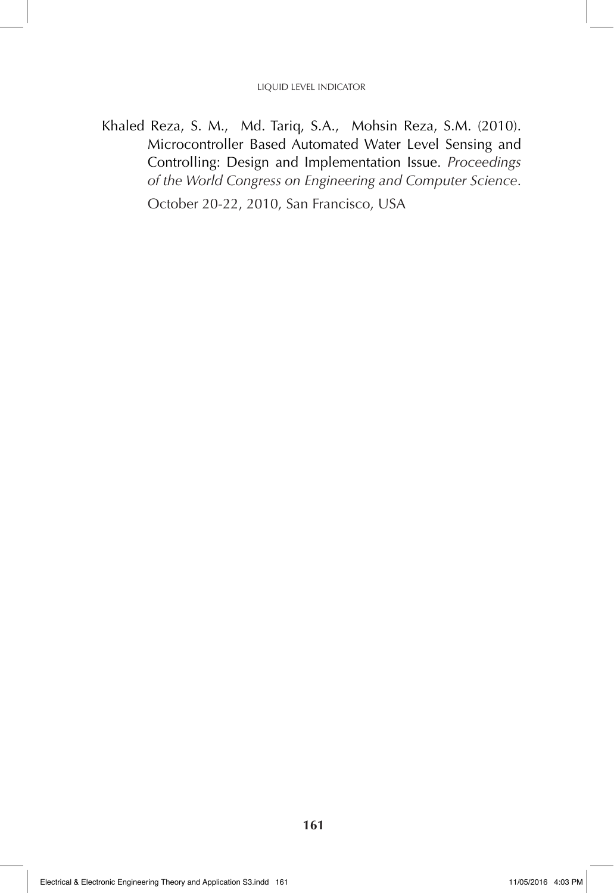Khaled Reza, S. M., Md. Tariq, S.A., Mohsin Reza, S.M. (2010). Microcontroller Based Automated Water Level Sensing and Controlling: Design and Implementation Issue. *Proceedings of the World Congress on Engineering and Computer Science*. October 20-22, 2010, San Francisco, USA